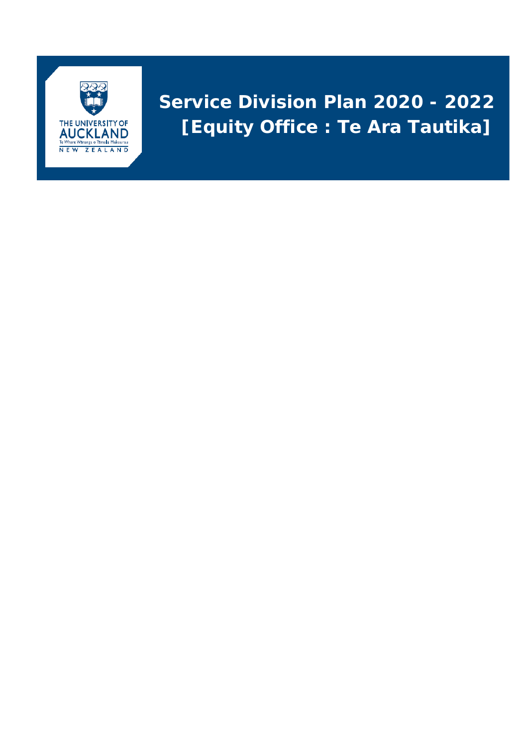# Service Division Plan 2020 - 2022 [Equity Office : Te Ara Tautika]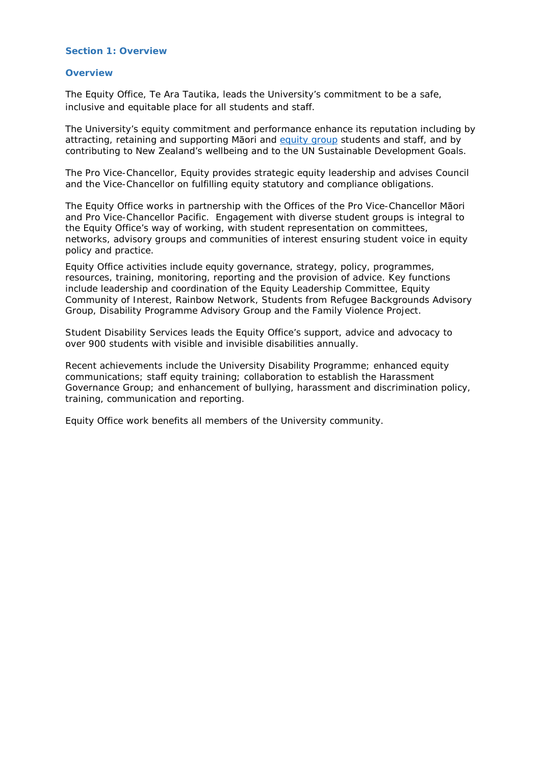## Section 1: Overview

### Overview

The Equity Office, Te Ara Tautika, leads the University's commitment to be a safe, inclusive and equitable place for all students and staff.

The University's equity commitment and performance enhance its reputation including by attracting, retaining and supporting Māori and equity group students and staff, and by contributing to New Zealand's wellbeing and to the UN Sustainable Development Goals.

The Pro Vice-Chancellor, Equity provides strategic equity leadership and advises Council and the Vice-Chancellor on fulfilling equity statutory and compliance obligations.

The Equity Office works in partnership with the Offices of the Pro Vice-Chancellor Māori and Pro Vice-Chancellor Pacific. Engagement with diverse student groups is integral to the Equity Office's way of working, with student representation on committees, networks, advisory groups and communities of interest ensuring student voice in equity policy and practice.

Equity Office activities include equity governance, strategy, policy, programmes, resources, training, monitoring, reporting and the provision of advice. Key functions include leadership and coordination of the Equity Leadership Committee, Equity Community of Interest, Rainbow Network, Students from Refugee Backgrounds Advisory Group, Disability Programme Advisory Group and the Family Violence Project.

Student Disability Services leads the Equity Office's support, advice and advocacy to over 900 students with visible and invisible disabilities annually.

Recent achievements include the University Disability Programme; enhanced equity communications; staff equity training; collaboration to establish the Harassment Governance Group; and enhancement of bullying, harassment and discrimination policy, training, communication and reporting.

Equity Office work benefits all members of the University community.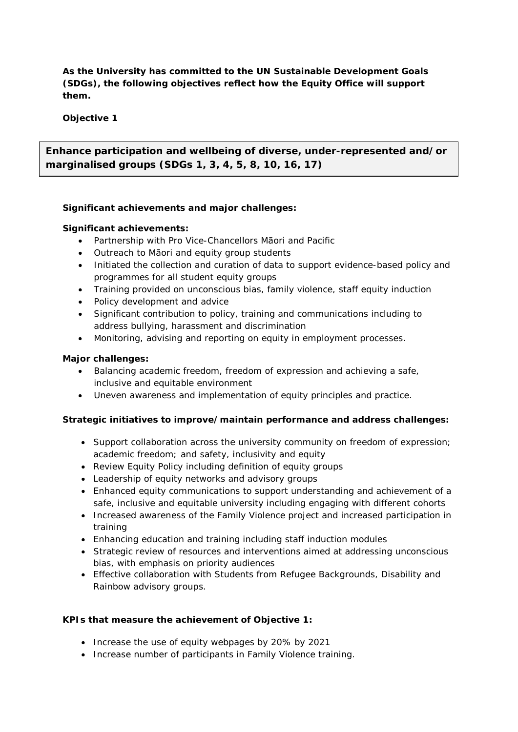**As the University has committed to the UN Sustainable Development Goals (SDGs), the following objectives reflect how the Equity Office will support them.**

**Objective 1**

**Enhance participation and wellbeing of diverse, under-represented and/or marginalised groups (SDGs 1, 3, 4, 5, 8, 10, 16, 17)**

**Significant achievements and major challenges:**

**Significant achievements:**

- Partnership with Pro Vice-Chancellors Māori and Pacific
- Outreach to Māori and equity group students
- Initiated the collection and curation of data to support evidence-based policy and programmes for all student equity groups
- Training provided on unconscious bias, family violence, staff equity induction
- Policy development and advice
- Significant contribution to policy, training and communications including to address bullying, harassment and discrimination
- Monitoring, advising and reporting on equity in employment processes.

**Major challenges:**

- Balancing academic freedom, freedom of expression and achieving a safe, inclusive and equitable environment
- Uneven awareness and implementation of equity principles and practice.

**Strategic initiatives to improve/maintain performance and address challenges:**

- Support collaboration across the university community on freedom of expression; academic freedom; and safety, inclusivity and equity
- Review Equity Policy including definition of equity groups
- Leadership of equity networks and advisory groups
- Enhanced equity communications to support understanding and achievement of a safe, inclusive and equitable university including engaging with different cohorts
- Increased awareness of the Family Violence project and increased participation in training
- Enhancing education and training including staff induction modules
- Strategic review of resources and interventions aimed at addressing unconscious bias, with emphasis on priority audiences
- Effective collaboration with Students from Refugee Backgrounds, Disability and Rainbow advisory groups.

**KPIs that measure the achievement of Objective 1:**

- Increase the use of equity webpages by 20% by 2021
- Increase number of participants in Family Violence training.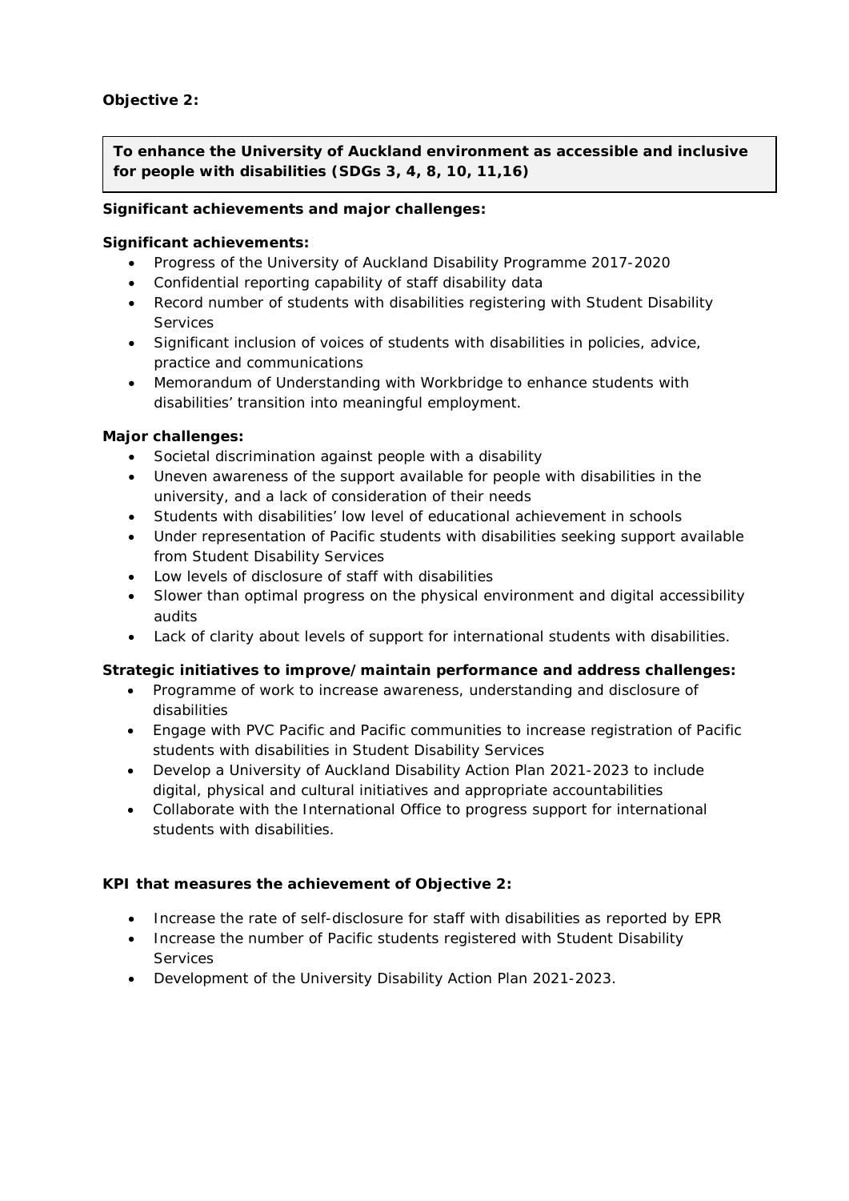**Objective 2:**

**To enhance the University of Auckland environment as accessible and inclusive for people with disabilities (SDGs 3, 4, 8, 10, 11,16)**

**Significant achievements and major challenges:**

**Significant achievements:**

- Progress of the University of Auckland Disability Programme 2017-2020
- Confidential reporting capability of staff disability data
- Record number of students with disabilities registering with Student Disability Services
- Significant inclusion of voices of students with disabilities in policies, advice, practice and communications
- Memorandum of Understanding with Workbridge to enhance students with disabilities' transition into meaningful employment.

**Major challenges:**

- Societal discrimination against people with a disability
- Uneven awareness of the support available for people with disabilities in the university, and a lack of consideration of their needs
- Students with disabilities' low level of educational achievement in schools
- Under representation of Pacific students with disabilities seeking support available from Student Disability Services
- Low levels of disclosure of staff with disabilities
- Slower than optimal progress on the physical environment and digital accessibility audits
- Lack of clarity about levels of support for international students with disabilities.

**Strategic initiatives to improve/maintain performance and address challenges:**

- Programme of work to increase awareness, understanding and disclosure of disabilities
- Engage with PVC Pacific and Pacific communities to increase registration of Pacific students with disabilities in Student Disability Services
- Develop a University of Auckland Disability Action Plan 2021-2023 to include digital, physical and cultural initiatives and appropriate accountabilities
- Collaborate with the International Office to progress support for international students with disabilities.

**KPI that measures the achievement of Objective 2:**

- Increase the rate of self-disclosure for staff with disabilities as reported by EPR
- Increase the number of Pacific students registered with Student Disability Services
- Development of the University Disability Action Plan 2021-2023.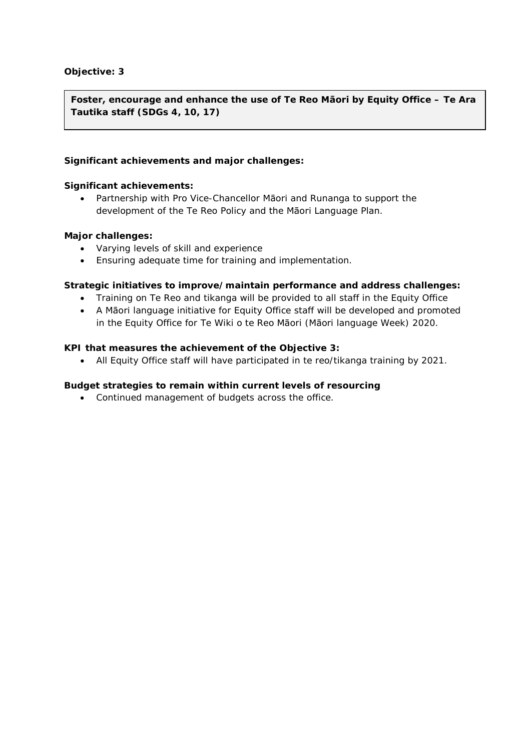**Objective: 3**

**Foster, encourage and enhance the use of Te Reo Māori by Equity Office – Te Ara Tautika staff (SDGs 4, 10, 17)**

**Significant achievements and major challenges:**

**Significant achievements:**

- Partnership with Pro Vice-Chancellor Māori and Runanga to support the development of the Te Reo Policy and the Māori Language Plan.

**Major challenges:**

- Varying levels of skill and experience
- Ensuring adequate time for training and implementation.

**Strategic initiatives to improve/maintain performance and address challenges:**

- Training on Te Reo and tikanga will be provided to all staff in the Equity Office
- A Māori language initiative for Equity Office staff will be developed and promoted in the Equity Office for Te Wiki o te Reo Māori (Māori language Week) 2020.

**KPI that measures the achievement of the Objective 3:**

- All Equity Office staff will have participated in te reo/tikanga training by 2021.

**Budget strategies to remain within current levels of resourcing**

- Continued management of budgets across the office.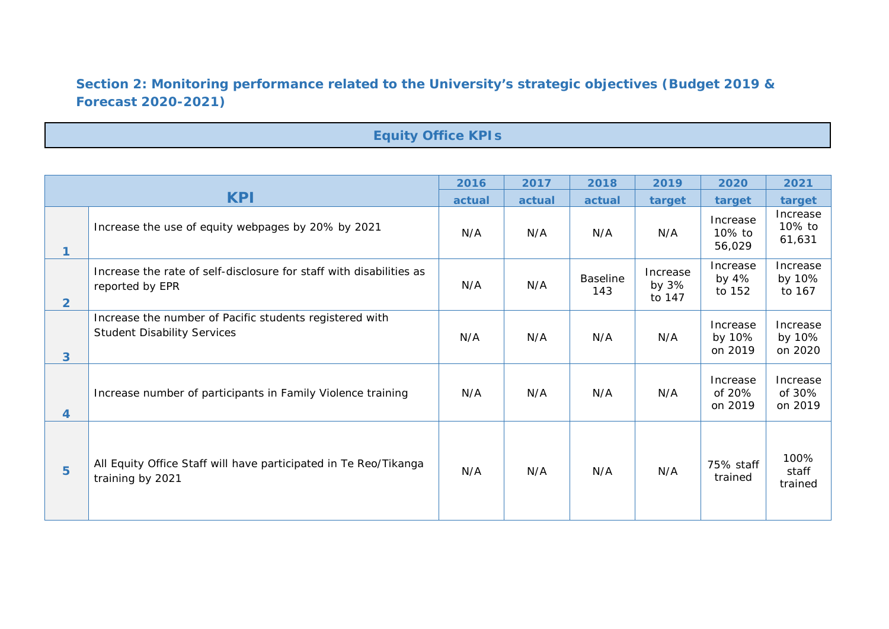## Section 2: Monitoring performance related to the University's strategic objectives (Budget 2019 & Forecast 2020-2021)

### Equity Office KPIs

| KPI | | 2016 | 2017 | 2018 | 2019 | 2020 | 2021 |
|---|---|---|---|---|---|---|---|
| | | actual | actual | actual | target | target | target |
| 1 | Increase the use of equity webpages by 20% by 2021 | N/A | N/A | N/A | N/A | Increase 10% to 56,029 | Increase 10% to 61,631 |
| 2 | Increase the rate of self-disclosure for staff with disabilities as reported by EPR | N/A | N/A | Baseline 143 | Increase by 3% to 147 | Increase by 4% to 152 | Increase by 10% to 167 |
| 3 | Increase the number of Pacific students registered with Student Disability Services | N/A | N/A | N/A | N/A | Increase by 10% on 2019 | Increase by 10% on 2020 |
| 4 | Increase number of participants in Family Violence training | N/A | N/A | N/A | N/A | Increase of 20% on 2019 | Increase of 30% on 2019 |
| 5 | All Equity Office Staff will have participated in Te Reo/Tikanga training by 2021 | N/A | N/A | N/A | N/A | 75% staff trained | 100% staff trained |